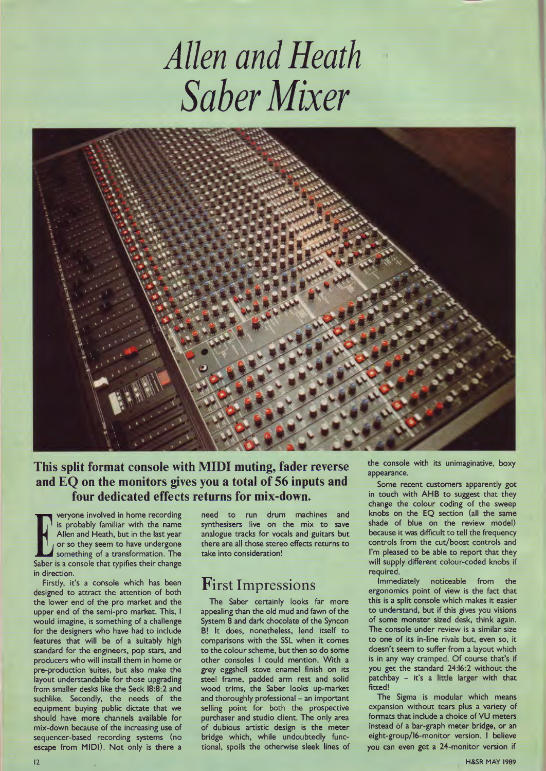# Allen and Heath Saber Mixer

**This split format console with MIDI muting, fader reverse and EQ on the monitors gives you a total of 56 inputs and four dedicated effects returns for mix-down.**

Everyone involved in home recording is probably familiar with the name Allen and Heath, but in the last year or so they seem to have undergone something of a transformation. The Saber is a console that typifies their change in direction.

Firstly, it's a console which has been designed to attract the attention of both the lower end of the pro market and the upper end of the semi-pro market. This, I would imagine, is something of a challenge for the designers who have had to include features that will be of a suitably high standard for the engineers, pop stars, and producers who will install them in home or pre-production suites, but also make the layout understandable for those upgrading from smaller desks like the Seck 18:8:2 and suchlike. Secondly, the needs of the equipment buying public dictate that we should have more channels available for mix-down because of the increasing use of sequencer-based recording systems (no escape from MIDI). Not only is there a need to run drum machines and synthesisers live on the mix to save analogue tracks for vocals and guitars but there are all those stereo effects returns to take into consideration!

## First Impressions

The Saber certainly looks far more appealing than the old mud and fawn of the System 8 and dark chocolate of the Syncon B! It does, nonetheless, lend itself to comparisons with the SSL when it comes to the colour scheme, but then so do some other consoles I could mention. With a grey eggshell stove enamel finish on its steel frame, padded arm rest and solid wood trims, the Saber looks up-market and thoroughly professional – an important selling point for both the prospective purchaser and studio client. The only area of dubious artistic design is the meter bridge which, while undoubtedly functional, spoils the otherwise sleek lines of the console with its unimaginative, boxy appearance.

Some recent customers apparently got in touch with AHB to suggest that they change the colour coding of the sweep knobs on the EQ section (all the same shade of blue on the review model) because it was difficult to tell the frequency controls from the cut/boost controls and I'm pleased to be able to report that they will supply different colour-coded knobs if required.

Immediately noticeable from the ergonomics point of view is the fact that this is a split console which makes it easier to understand, but if this gives you visions of some monster sized desk, think again. The console under review is a similar size to one of its in-line rivals but, even so, it doesn't seem to suffer from a layout which is in any way cramped. Of course that's if you get the standard 24:16:2 without the patchbay – it's a little larger with that fitted!

The Sigma is modular which means expansion without tears plus a variety of formats that include a choice of VU meters instead of a bar-graph meter bridge, or an eight-group/16-monitor version. I believe you can even get a 24-monitor version if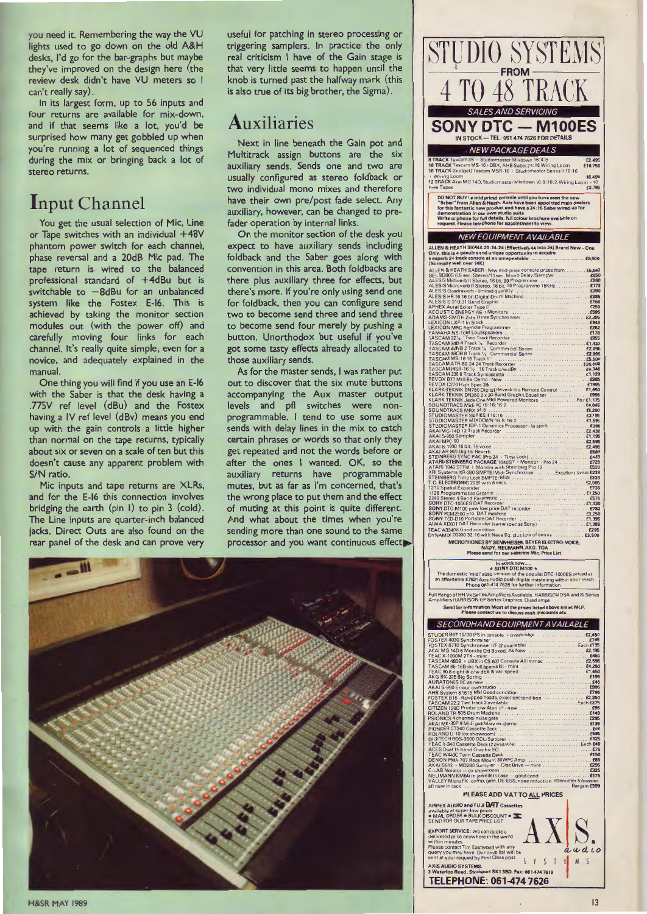you need it. Remembering the way the VU lights used to go down on the old A&H desks, I'd go for the bar-graphs but maybe they've improved on the design here (the review desk didn't have VU meters so I can't really say).

In its largest form, up to 56 inputs and four returns are available for mix-down, and if that seems like a lot, you'd be surprised how many get gobbled up when you're running a lot of sequenced things during the mix or bringing back a lot of stereo returns.

## Input Channel

You get the usual selection of Mic, Line or Tape switches with an individual +48V phantom power switch for each channel, phase reversal and a 20dB Mic pad. The tape return is wired to the balanced professional standard of +4dBu but is switchable to −8dBu for an unbalanced system like the Fostex E-16. This is achieved by taking the monitor section modules out (with the power off) and carefully moving four links for each channel. It's really quite simple, even for a novice, and adequately explained in the manual.

One thing you will find if you use an E-16 with the Saber is that the desk having a .775V ref level (dBu) and the Fostex having a 1V ref level (dBv) means you end up with the gain controls a little higher than normal on the tape returns, typically about six or seven on a scale of ten but this doesn't cause any apparent problem with S/N ratio.

Mic inputs and tape returns are XLRs, and for the E-16 this connection involves bridging the earth (pin 1) to pin 3 (cold). The Line inputs are quarter-inch balanced jacks. Direct Outs are also found on the rear panel of the desk and can prove very useful for patching in stereo processing or triggering samplers. In practice the only real criticism I have of the Gain stage is that very little seems to happen until the knob is turned past the halfway mark (this is also true of its big brother, the Sigma).

## Auxiliaries

Next in line beneath the Gain pot and Multitrack assign buttons are the six auxiliary sends. Sends one and two are usually configured as stereo foldback or two individual mono mixes and therefore have their own pre/post fade select. Any auxiliary, however, can be changed to pre-fader operation by internal links.

On the monitor section of the desk you expect to have auxiliary sends including foldback and the Saber goes along with convention in this area. Both foldbacks are there plus auxiliary three for effects, but there's more. If you're only using send one for foldback, then you can configure send two to become send three and send three to become send four merely by pushing a button. Unorthodox but useful if you've got some tasty effects already allocated to those auxiliary sends.

As for the master sends, I was rather put out to discover that the six mute buttons accompanying the Aux master output levels and pfl switches were non-programmable. I tend to use some aux sends with delay lines in the mix to catch certain phrases or words so that only they get repeated and not the words before or after the ones I wanted. OK, so the auxiliary returns have programmable mutes, but as far as I'm concerned, that's the wrong place to put them and the effect of muting at this point is quite different. And what about the times when you're sending more than one sound to the same processor and you want continuous effect ▶

---

# STUDIO SYSTEMS FROM 4 TO 48 TRACK

**SALES AND SERVICING**

## SONY DTC — M100ES

IN STOCK — TEL: 061 474 7626 FOR DETAILS

**NEW PACKAGE DEALS**

| | |
|---|---|
| 8 TRACK Tascam 38 + Studiomaster Mixdown 16:4:8 | £2,495 |
| 16 TRACK Tascam MS-16 + DBX, AHB Saber 24:16 Wiring Loom | £10,750 |
| 16 TRACK (budget) Tascam MSR-16 + Studiomaster Series II 16:16 + Wiring Loom | £6,495 |
| 12 TRACK Akai MG 14D, Studiomaster Mixdown 16:8:16:2, Wiring Loom + 10 Free Tapes | £3,795 |

DO NOT BUY! a mid priced console until you have seen the new "Saber" from Allen & Heath. Axis have been appointed main dealers for this fantastic new product and have a 24:16 Saber wired up for demonstration in our own studio suite. Write or phone for full details, full colour brochure available on request. Please telephone for appointment to view.

**NEW EQUIPMENT AVAILABLE**

ALLEN & HEATH SIGMA 20:24:24 (Effectively 44 into 24) Brand New – One Only, this is a genuine and unique opportunity to acquire a superb 24 track console at an unrepeatable ... £8,500 (Normally well over 14K)

| | |
|---|---|
| ALLEN & HEATH SABER - New mid-price console prices from | £5,862 |
| BEL BD80S 6.5 sec. Stereo/13sec. Mono Delay/Sampler | £850 |
| ALESIS Midiverb II Stereo, 16 bit, 99 Programme | £260 |
| ALESIS Microverb II Stereo, 16 bit, 16 Programme 15KHz | £173 |
| ALESIS Quadraverb - limited quantity | £390 |
| ALESIS HR-16 16 bit Digital Drum Machine | £385 |
| ALESIS S-310 31 Band Graphic | £156 |
| APHEX Aural Exiter Type C | £250 |
| ACOUSTIC ENERGY AE-1 Monitors | £595 |
| ADAMS-SMITH Zeta Three Synchroniser | £2,395 |
| LEXICON LXP-1 In Stock | £346 |
| LEXICON MRC Remote Programmer | £282 |
| YAMAHA NS-10M Loudspeakers | £178 |
| TASCAM 32½ Two Track Recorder | £855 |
| TASCAM 34B 4 Track ¼ Recorder | £1,430 |
| TASCAM 42NB 2 Track ¼ Commercial Series | £2,090 |
| TASCAM 48OB 8 Track ½ Commercial Series | £2,995 |
| TASCAM MS-16 16 Track 1" | £5,500 |
| TASCAM ATR-80-24 24 Track Recorder | £26,000 |
| TASCAM MSR-16 ½ 16 Track c/w dBX | £4,346 |
| TASCAM 238 8 Track Syncassette | £1,129 |
| REVOX B77 MkII Ex-Demo - New | £985 |
| REVOX C270 High Spec 2tk | £1995 |
| KLARK-TEKNIK DN780 Digital Reverb Inc Remote Control | £1,650 |
| KLARK TEKNIK DN360 2 x 30 Band Graphic Equaliser | £995 |
| KLARK TEKNIK Jade One MkII Powered Monitors | Pair £1,175 |
| SOUNDTRACS Midi PC 16:16:16:2 | £4,045 |
| SOUNDTRACS MRX 24:8 | £5,200 |
| STUDIOMASTER SERIES II 16:16 | £2,195 |
| STUDIOMASTER MIXDOWN 16:8:16:2 | £1,595 |
| STUDIOMASTER IDP-1 Dynamics Processor - In stock | £396 |
| AKAI MG-14D 12 Track Recorder | £2,430 |
| AKAI S-950 Sampler | £1,195 |
| AKAI MPC-60 | £2,595 |
| AKAI S-1000 16 bit, 16 voice | £2,495 |
| AKAI AR 900 Digital Reverb | £689 |
| STEINBERG SYNC PAC (Pro 24 + Time Lock) | £433 |
| ATARI/STEINBERG PACKAGE 1040ST + Monitor + Pro 24 | £725 |
| ATARI 1040 STFM + Monitor with Steinberg Pro 12 | £520 |
| XRI Systems XR-300 SMPTE/Midi Synchroniser ... Excellent Value | £239 |
| STEINBERG Time Lock SMPTE/Midi | £328 |
| T.C. ELECTRONIC 2290 with 8 secs | £2,595 |
| 1210 Spatial Expander | £736 |
| 1128 Programmable Graphic | £1,250 |
| 2240 Stereo 4 Band Parametric | £575 |
| SONY DTC-1000ES DAT Recorder | £1,130 |
| SONY DTC-M100 new low price DAT recorder | £782 |
| SONY PCM2500 pro. DAT machine | £3,250 |
| SONY TCD-D10 Portable DAT Recorder | £1,395 |
| AIWA XD001 DAT Recorder (same spec as Sony) | £1,085 |
| TEAC A3340S Good condition | £295 |
| DYNAMIX D3000 32:16 with Neve Eq. plus lots of extras | £3,500 |

MICROPHONES BY SENNHEISER, BEYER ELECTRO-VOICE, NADY, NEUMANN, AKG, TOA
Please send for our separate Mic. Price List.

In stock now....
★ SONY DTC M100 ★
The domestic 'midi' sized version of the popular DTC-1000ES priced at an affordable £782! Axis Audio push digital mastering within your reach. Phone 061-474 7626 for further information

Full Range of HH Vx Series Amplifiers Available. HARRISON DSA and Xi Series Amplifiers HARRISON GP Series Graphics. Quad amps.

Send for information. Most of the prices listed above are at MLP. Please contact us to discuss cash discounts etc.

**SECONDHAND EQUIPMENT AVAILABLE**

| | |
|---|---|
| STUDER B67 15/30 IPS in console + overbridge | £2,450 |
| FOSTEX 4030 Synchroniser | £795 |
| FOSTEX 8710 Synchroniser I/F (2 available) | Each £195 |
| AKAI MG 14D 6 Months Old Boxed. As New | £2,195 |
| TEAC X-1000M 2TK - mint | £450 |
| TASCAM 480B + dBX in CS-607 Console All Immac | £2,595 |
| TASCAM 85-16B inc full spares kit - mint | £4,250 |
| TEAC 80 8 eight tk c/w dbX & vari speed | £1,450 |
| AKG BX-20E Big Spring | £195 |
| AURATONES 5C as new | £45 |
| AKAI S-950 Ex-our own studio | £995 |
| AHB System 8 16:16 MkI Good condition | £795 |
| FOSTEX B16 - Relepped heads, excellent condition | £2,350 |
| TASCAM 22-2 Two track 2 available | Each £375 |
| CITIZEN 120D Printer c/w Atari i/f - new | £95 |
| ROLAND TR-505 Drum Machine | £149 |
| PSIONICS 4 channel noise gate | £295 |
| AKAI ME-30P II Midi patchbay ex-demo | £139 |
| PIONEER CT340 Cassette Deck | £49 |
| ROLAND D-10 (ex showroom) | £695 |
| DIGITECH RDS-3600 DDL/Sampler | £125 |
| TEAC V-340 Cassette Deck (2 available) | Each £45 |
| ACES Dual 15 band Graphic EQ | £75 |
| TEAC W440C Twin Cassette Deck | £150 |
| DENON PMA-707 Rack Mount 30WPC Amp | £65 |
| AKAI S612 + MD280 Sampler + Disc Drive — mint | £295 |
| C-LAB Notator — ex showroom | £325 |
| NEUMANN KM84i in jewellers case — good cond | £175 |
| VALLEY Micro FX - comp, gate, DE-ESS, noise reduction, attenuator & booster all new in rack | Bargain £399 |

**PLEASE ADD VAT TO ALL PRICES**

AMPEX AUDIO and FUJI DAT Cassettes available at super-low prices
• MAIL ORDER • BULK DISCOUNT •
SEND FOR OUR TAPE PRICE LIST.

EXPORT SERVICE: We can quote a delivered price anywhere in the world within minutes.
Please contact Tim Eastwood with any query you may have. Our price list will be sent at your request by First Class post.

AXIS audio SYSTEMS

AXIS AUDIO SYSTEMS,
3 Waterloo Road, Stockport SK1 3BD. Fax: 061 474 7619

**TELEPHONE: 061-474 7626**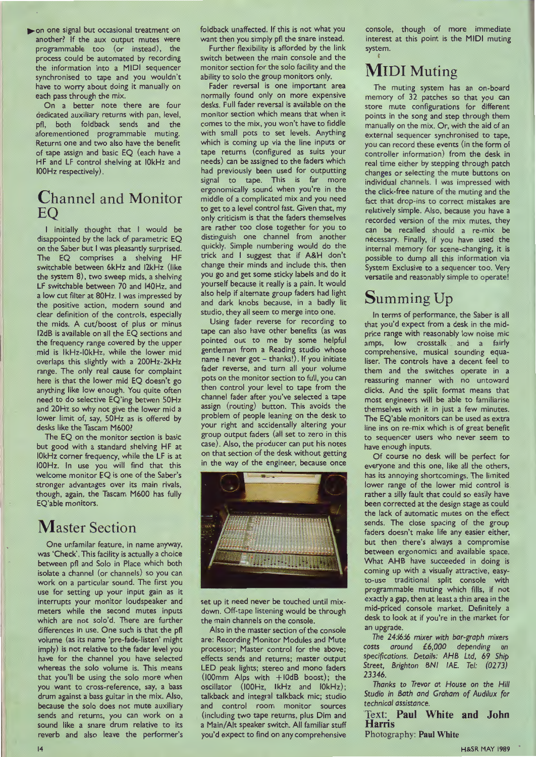on one signal but occasional treatment on another? If the aux output mutes were programmable too (or instead), the process could be automated by recording the information into a MIDI sequencer synchronised to tape and you wouldn't have to worry about doing it manually on each pass through the mix.

On a better note there are four dedicated auxiliary returns with pan, level, pfl, both foldback sends and the aforementioned programmable muting. Returns one and two also have the benefit of tape assign and basic EQ (each have a HF and LF control shelving at 10kHz and 100Hz respectively).

## Channel and Monitor EQ

I initially thought that I would be disappointed by the lack of parametric EQ on the Saber but I was pleasantly surprised. The EQ comprises a shelving HF switchable between 6kHz and 12kHz (like the system 8), two sweep mids, a shelving LF switchable between 70 and 140Hz, and a low cut filter at 80Hz. I was impressed by the positive action, modern sound and clear definition of the controls, especially the mids. A cut/boost of plus or minus 12dB is available on all the EQ sections and the frequency range covered by the upper mid is 1kHz-10kHz, while the lower mid overlaps this slightly with a 200Hz-2kHz range. The only real cause for complaint here is that the lower mid EQ doesn't go anything like low enough. You quite often need to do selective EQ'ing betwen 50Hz and 20Hz so why not give the lower mid a lower limit of, say, 50Hz as is offered by desks like the Tascam M600?

The EQ on the monitor section is basic but good with a standard shelving HF at 10kHz corner frequency, while the LF is at 100Hz. In use you will find that this welcome monitor EQ is one of the Saber's stronger advantages over its main rivals, though, again, the Tascam M600 has fully EQ'able monitors.

## Master Section

One unfamilar feature, in name anyway, was 'Check'. This facility is actually a choice between pfl and Solo in Place which both isolate a channel (or channels) so you can work on a particular sound. The first you use for setting up your input gain as it interrupts your monitor loudspeaker and meters while the second mutes inputs which are not solo'd. There are further differences in use. One such is that the pfl volume (as its name 'pre-fade-listen' might imply) is not relative to the fader level you have for the channel you have selected whereas the solo volume is. This means that you'll be using the solo more when you want to cross-reference, say, a bass drum against a bass guitar in the mix. Also, because the solo does not mute auxiliary sends and returns, you can work on a sound like a snare drum relative to its reverb and also leave the performer's foldback unaffected. If this is not what you want then you simply pfl the snare instead.

Further flexibility is afforded by the link switch between the main console and the monitor section for the solo facility and the ability to solo the group monitors only.

Fader reversal is one important area normally found only on more expensive desks. Full fader reversal is available on the monitor section which means that when it comes to the mix, you won't have to fiddle with small pots to set levels. Anything which is coming up via the line inputs or tape returns (configured as suits your needs) can be assigned to the faders which had previously been used for outputting signal to tape. This is far more ergonomically sound when you're in the middle of a complicated mix and you need to get to a level control fast. Given that, my only criticism is that the faders themselves are rather too close together for you to distinguish one channel from another quickly. Simple numbering would do the trick and I suggest that if A&H don't change their minds and include this, then you go and get some sticky labels and do it yourself because it really is a pain. It would also help if alternate group faders had light and dark knobs because, in a badly lit studio, they all seem to merge into one.

Using fader reverse for recording to tape can also have other benefits (as was pointed out to me by some helpful gentleman from a Reading studio whose name I never got – thanks!). If you initiate fader reverse, and turn all your volume pots on the monitor section to full, you can then control your level to tape from the channel fader after you've selected a tape assign (routing) button. This avoids the problem of people leaning on the desk to your right and accidentally altering your group output faders (all set to zero in this case). Also, the producer can put his notes on that section of the desk without getting in the way of the engineer, because once set up it need never be touched until mix-down. Off-tape listening would be through the main channels on the console.

Also in the master section of the console are: Recording Monitor Modules and Mute processor; Master control for the above; effects sends and returns; master output LED peak lights; stereo and mono faders (100mm Alps with +10dB boost); the oscillator (100Hz, 1kHz and 10kHz); talkback and integral talkback mic; studio and control room monitor sources (including two tape returns, plus Dim and a Main/Alt speaker switch. All familiar stuff you'd expect to find on any comprehensive console, though of more immediate interest at this point is the MIDI muting system.

## MIDI Muting

The muting system has an on-board memory of 32 patches so that you can store mute configurations for different points in the song and step through them manually on the mix. Or, with the aid of an external sequencer synchronised to tape, you can record these events (in the form of controller information) from the desk in real time either by stepping through patch changes or selecting the mute buttons on individual channels. I was impressed with the click-free nature of the muting and the fact that drop-ins to correct mistakes are relatively simple to do. Also, because you have a recorded version of the mix mutes, they can be recalled should a re-mix be necessary. Finally, if you have used the internal memory for scene-changing, it is possible to dump all this information via System Exclusive to a sequencer too. Very versatile and reasonably simple to operate!

## Summing Up

In terms of performance, the Saber is all that you'd expect from a desk in the mid-price range with reasonably low noise mic amps, low crosstalk and a fairly comprehensive, musical sounding equaliser. The controls have a decent feel to them and the switches operate in a reassuring manner with no untoward clicks. And the split format means that most engineers will be able to familiarise themselves with it in just a few minutes. The EQ'able monitors can be used as extra line ins on re-mix which is of great benefit to sequencer users who never seem to have enough inputs.

Of course no desk will be perfect for everyone and this one, like all the others, has its annoying shortcomings. The limited lower range of the lower mid control is rather a silly fault that could so easily have been corrected at the design stage as could the lack of automatic mutes on the effect sends. The close spacing of the group faders doesn't make life any easier either, but then there's always a compromise between ergonomics and available space. What AHB have succeeded in doing is coming up with a visually attractive, easy-to-use traditional split console with programmable muting which fills, if not exactly a gap, then at least a thin area in the mid-priced console market. Definitely a desk to look at if you're in the market for an upgrade.

*The 24:16:16 mixer with bar-graph mixers costs around £6,000 depending on specifications. Details: AHB Ltd, 69 Ship Street, Brighton BN1 1AE. Tel: (0273) 23346.*

*Thanks to Trevor at House on the Hill Studio in Bath and Graham of Audilux for technical assistance.*

Text: **Paul White and John Harris**
Photography: **Paul White**